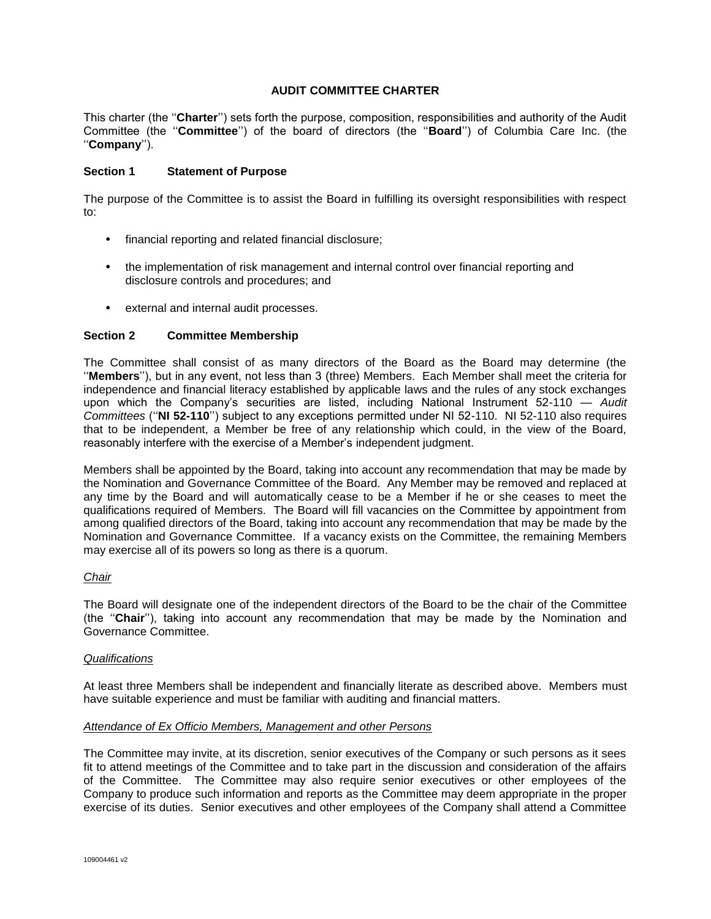# AUDIT COMMITTEE CHARTER

This charter (the ''**Charter**'') sets forth the purpose, composition, responsibilities and authority of the Audit Committee (the ''**Committee**'') of the board of directors (the ''**Board**'') of Columbia Care Inc. (the ''**Company**'').

## Section 1 Statement of Purpose

The purpose of the Committee is to assist the Board in fulfilling its oversight responsibilities with respect to:

- financial reporting and related financial disclosure;
- the implementation of risk management and internal control over financial reporting and disclosure controls and procedures; and
- external and internal audit processes.

## Section 2 Committee Membership

The Committee shall consist of as many directors of the Board as the Board may determine (the ''**Members**''), but in any event, not less than 3 (three) Members. Each Member shall meet the criteria for independence and financial literacy established by applicable laws and the rules of any stock exchanges upon which the Company's securities are listed, including National Instrument 52-110 — *Audit Committees* (''**NI 52-110**'') subject to any exceptions permitted under NI 52-110. NI 52-110 also requires that to be independent, a Member be free of any relationship which could, in the view of the Board, reasonably interfere with the exercise of a Member's independent judgment.

Members shall be appointed by the Board, taking into account any recommendation that may be made by the Nomination and Governance Committee of the Board. Any Member may be removed and replaced at any time by the Board and will automatically cease to be a Member if he or she ceases to meet the qualifications required of Members. The Board will fill vacancies on the Committee by appointment from among qualified directors of the Board, taking into account any recommendation that may be made by the Nomination and Governance Committee. If a vacancy exists on the Committee, the remaining Members may exercise all of its powers so long as there is a quorum.

*Chair*

The Board will designate one of the independent directors of the Board to be the chair of the Committee (the ''**Chair**''), taking into account any recommendation that may be made by the Nomination and Governance Committee.

*Qualifications*

At least three Members shall be independent and financially literate as described above. Members must have suitable experience and must be familiar with auditing and financial matters.

*Attendance of Ex Officio Members, Management and other Persons*

The Committee may invite, at its discretion, senior executives of the Company or such persons as it sees fit to attend meetings of the Committee and to take part in the discussion and consideration of the affairs of the Committee. The Committee may also require senior executives or other employees of the Company to produce such information and reports as the Committee may deem appropriate in the proper exercise of its duties. Senior executives and other employees of the Company shall attend a Committee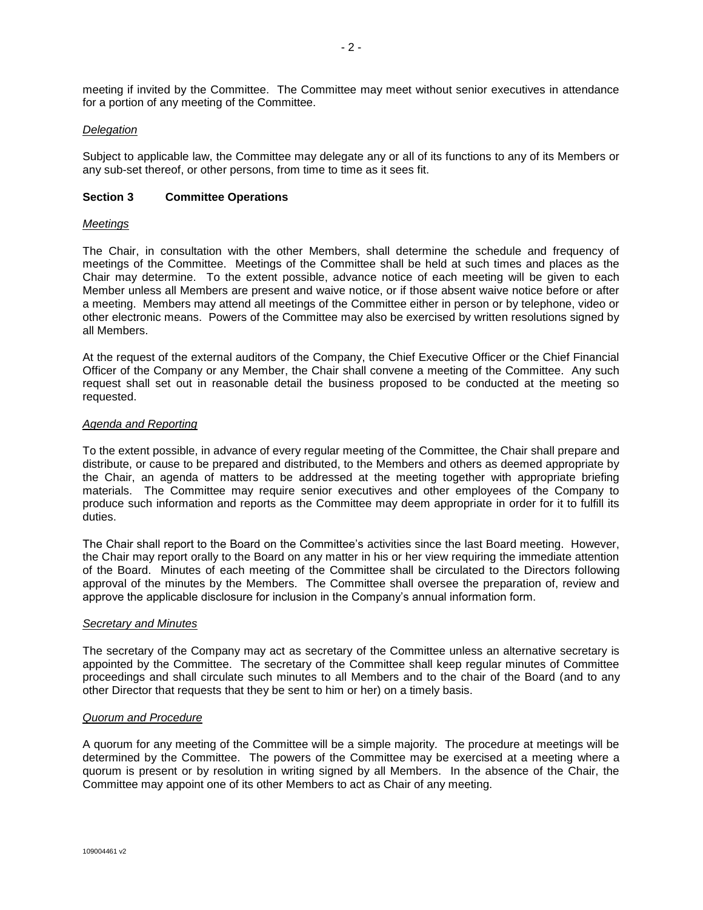meeting if invited by the Committee. The Committee may meet without senior executives in attendance for a portion of any meeting of the Committee.

*Delegation*

Subject to applicable law, the Committee may delegate any or all of its functions to any of its Members or any sub-set thereof, or other persons, from time to time as it sees fit.

## Section 3 Committee Operations

*Meetings*

The Chair, in consultation with the other Members, shall determine the schedule and frequency of meetings of the Committee. Meetings of the Committee shall be held at such times and places as the Chair may determine. To the extent possible, advance notice of each meeting will be given to each Member unless all Members are present and waive notice, or if those absent waive notice before or after a meeting. Members may attend all meetings of the Committee either in person or by telephone, video or other electronic means. Powers of the Committee may also be exercised by written resolutions signed by all Members.

At the request of the external auditors of the Company, the Chief Executive Officer or the Chief Financial Officer of the Company or any Member, the Chair shall convene a meeting of the Committee. Any such request shall set out in reasonable detail the business proposed to be conducted at the meeting so requested.

*Agenda and Reporting*

To the extent possible, in advance of every regular meeting of the Committee, the Chair shall prepare and distribute, or cause to be prepared and distributed, to the Members and others as deemed appropriate by the Chair, an agenda of matters to be addressed at the meeting together with appropriate briefing materials. The Committee may require senior executives and other employees of the Company to produce such information and reports as the Committee may deem appropriate in order for it to fulfill its duties.

The Chair shall report to the Board on the Committee's activities since the last Board meeting. However, the Chair may report orally to the Board on any matter in his or her view requiring the immediate attention of the Board. Minutes of each meeting of the Committee shall be circulated to the Directors following approval of the minutes by the Members. The Committee shall oversee the preparation of, review and approve the applicable disclosure for inclusion in the Company's annual information form.

*Secretary and Minutes*

The secretary of the Company may act as secretary of the Committee unless an alternative secretary is appointed by the Committee. The secretary of the Committee shall keep regular minutes of Committee proceedings and shall circulate such minutes to all Members and to the chair of the Board (and to any other Director that requests that they be sent to him or her) on a timely basis.

*Quorum and Procedure*

A quorum for any meeting of the Committee will be a simple majority. The procedure at meetings will be determined by the Committee. The powers of the Committee may be exercised at a meeting where a quorum is present or by resolution in writing signed by all Members. In the absence of the Chair, the Committee may appoint one of its other Members to act as Chair of any meeting.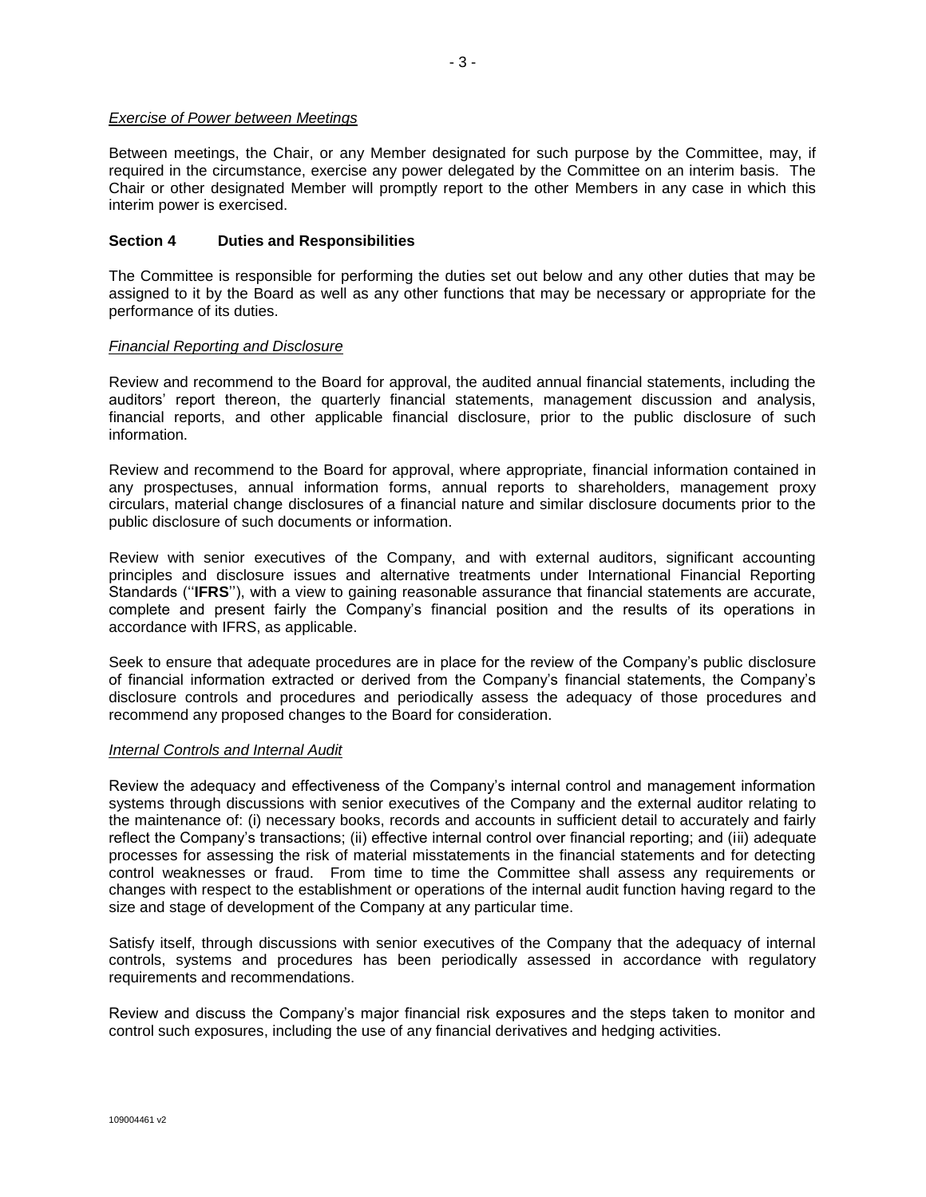*Exercise of Power between Meetings*

Between meetings, the Chair, or any Member designated for such purpose by the Committee, may, if required in the circumstance, exercise any power delegated by the Committee on an interim basis. The Chair or other designated Member will promptly report to the other Members in any case in which this interim power is exercised.

## Section 4 Duties and Responsibilities

The Committee is responsible for performing the duties set out below and any other duties that may be assigned to it by the Board as well as any other functions that may be necessary or appropriate for the performance of its duties.

*Financial Reporting and Disclosure*

Review and recommend to the Board for approval, the audited annual financial statements, including the auditors' report thereon, the quarterly financial statements, management discussion and analysis, financial reports, and other applicable financial disclosure, prior to the public disclosure of such information.

Review and recommend to the Board for approval, where appropriate, financial information contained in any prospectuses, annual information forms, annual reports to shareholders, management proxy circulars, material change disclosures of a financial nature and similar disclosure documents prior to the public disclosure of such documents or information.

Review with senior executives of the Company, and with external auditors, significant accounting principles and disclosure issues and alternative treatments under International Financial Reporting Standards (''**IFRS**''), with a view to gaining reasonable assurance that financial statements are accurate, complete and present fairly the Company's financial position and the results of its operations in accordance with IFRS, as applicable.

Seek to ensure that adequate procedures are in place for the review of the Company's public disclosure of financial information extracted or derived from the Company's financial statements, the Company's disclosure controls and procedures and periodically assess the adequacy of those procedures and recommend any proposed changes to the Board for consideration.

*Internal Controls and Internal Audit*

Review the adequacy and effectiveness of the Company's internal control and management information systems through discussions with senior executives of the Company and the external auditor relating to the maintenance of: (i) necessary books, records and accounts in sufficient detail to accurately and fairly reflect the Company's transactions; (ii) effective internal control over financial reporting; and (iii) adequate processes for assessing the risk of material misstatements in the financial statements and for detecting control weaknesses or fraud. From time to time the Committee shall assess any requirements or changes with respect to the establishment or operations of the internal audit function having regard to the size and stage of development of the Company at any particular time.

Satisfy itself, through discussions with senior executives of the Company that the adequacy of internal controls, systems and procedures has been periodically assessed in accordance with regulatory requirements and recommendations.

Review and discuss the Company's major financial risk exposures and the steps taken to monitor and control such exposures, including the use of any financial derivatives and hedging activities.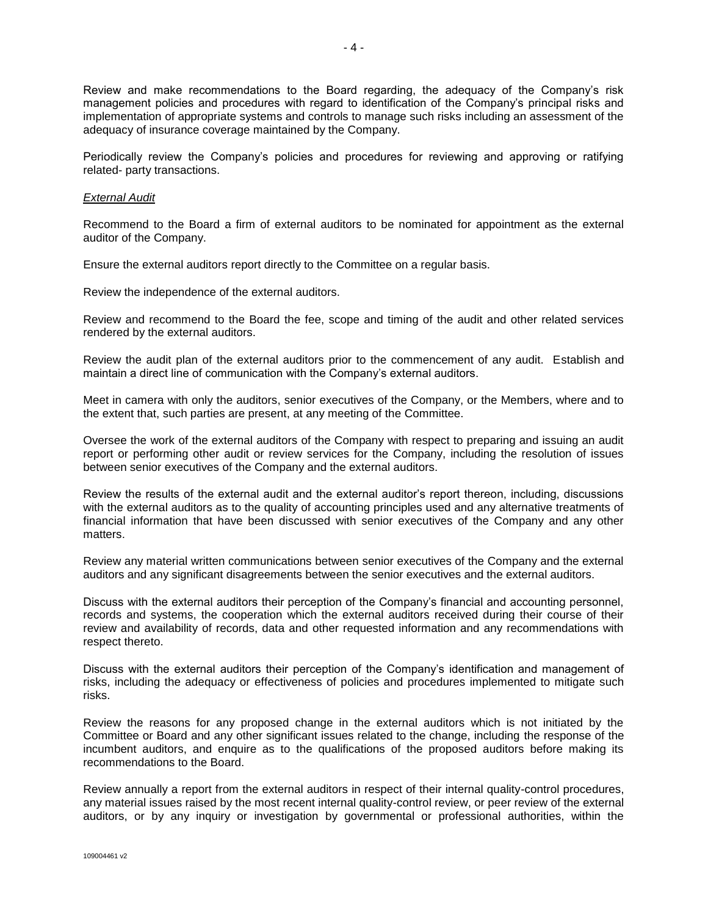Review and make recommendations to the Board regarding, the adequacy of the Company's risk management policies and procedures with regard to identification of the Company's principal risks and implementation of appropriate systems and controls to manage such risks including an assessment of the adequacy of insurance coverage maintained by the Company.

Periodically review the Company's policies and procedures for reviewing and approving or ratifying related- party transactions.

*External Audit*

Recommend to the Board a firm of external auditors to be nominated for appointment as the external auditor of the Company.

Ensure the external auditors report directly to the Committee on a regular basis.

Review the independence of the external auditors.

Review and recommend to the Board the fee, scope and timing of the audit and other related services rendered by the external auditors.

Review the audit plan of the external auditors prior to the commencement of any audit. Establish and maintain a direct line of communication with the Company's external auditors.

Meet in camera with only the auditors, senior executives of the Company, or the Members, where and to the extent that, such parties are present, at any meeting of the Committee.

Oversee the work of the external auditors of the Company with respect to preparing and issuing an audit report or performing other audit or review services for the Company, including the resolution of issues between senior executives of the Company and the external auditors.

Review the results of the external audit and the external auditor's report thereon, including, discussions with the external auditors as to the quality of accounting principles used and any alternative treatments of financial information that have been discussed with senior executives of the Company and any other matters.

Review any material written communications between senior executives of the Company and the external auditors and any significant disagreements between the senior executives and the external auditors.

Discuss with the external auditors their perception of the Company's financial and accounting personnel, records and systems, the cooperation which the external auditors received during their course of their review and availability of records, data and other requested information and any recommendations with respect thereto.

Discuss with the external auditors their perception of the Company's identification and management of risks, including the adequacy or effectiveness of policies and procedures implemented to mitigate such risks.

Review the reasons for any proposed change in the external auditors which is not initiated by the Committee or Board and any other significant issues related to the change, including the response of the incumbent auditors, and enquire as to the qualifications of the proposed auditors before making its recommendations to the Board.

Review annually a report from the external auditors in respect of their internal quality-control procedures, any material issues raised by the most recent internal quality-control review, or peer review of the external auditors, or by any inquiry or investigation by governmental or professional authorities, within the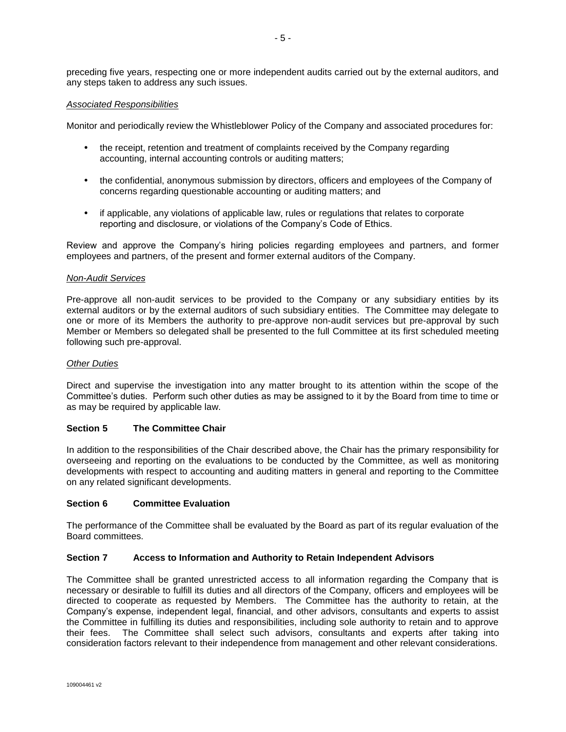preceding five years, respecting one or more independent audits carried out by the external auditors, and any steps taken to address any such issues.

*Associated Responsibilities*

Monitor and periodically review the Whistleblower Policy of the Company and associated procedures for:

- the receipt, retention and treatment of complaints received by the Company regarding accounting, internal accounting controls or auditing matters;
- the confidential, anonymous submission by directors, officers and employees of the Company of concerns regarding questionable accounting or auditing matters; and
- if applicable, any violations of applicable law, rules or regulations that relates to corporate reporting and disclosure, or violations of the Company's Code of Ethics.

Review and approve the Company's hiring policies regarding employees and partners, and former employees and partners, of the present and former external auditors of the Company.

*Non-Audit Services*

Pre-approve all non-audit services to be provided to the Company or any subsidiary entities by its external auditors or by the external auditors of such subsidiary entities. The Committee may delegate to one or more of its Members the authority to pre-approve non-audit services but pre-approval by such Member or Members so delegated shall be presented to the full Committee at its first scheduled meeting following such pre-approval.

*Other Duties*

Direct and supervise the investigation into any matter brought to its attention within the scope of the Committee's duties. Perform such other duties as may be assigned to it by the Board from time to time or as may be required by applicable law.

**Section 5 The Committee Chair**

In addition to the responsibilities of the Chair described above, the Chair has the primary responsibility for overseeing and reporting on the evaluations to be conducted by the Committee, as well as monitoring developments with respect to accounting and auditing matters in general and reporting to the Committee on any related significant developments.

**Section 6 Committee Evaluation**

The performance of the Committee shall be evaluated by the Board as part of its regular evaluation of the Board committees.

**Section 7 Access to Information and Authority to Retain Independent Advisors**

The Committee shall be granted unrestricted access to all information regarding the Company that is necessary or desirable to fulfill its duties and all directors of the Company, officers and employees will be directed to cooperate as requested by Members. The Committee has the authority to retain, at the Company's expense, independent legal, financial, and other advisors, consultants and experts to assist the Committee in fulfilling its duties and responsibilities, including sole authority to retain and to approve their fees. The Committee shall select such advisors, consultants and experts after taking into consideration factors relevant to their independence from management and other relevant considerations.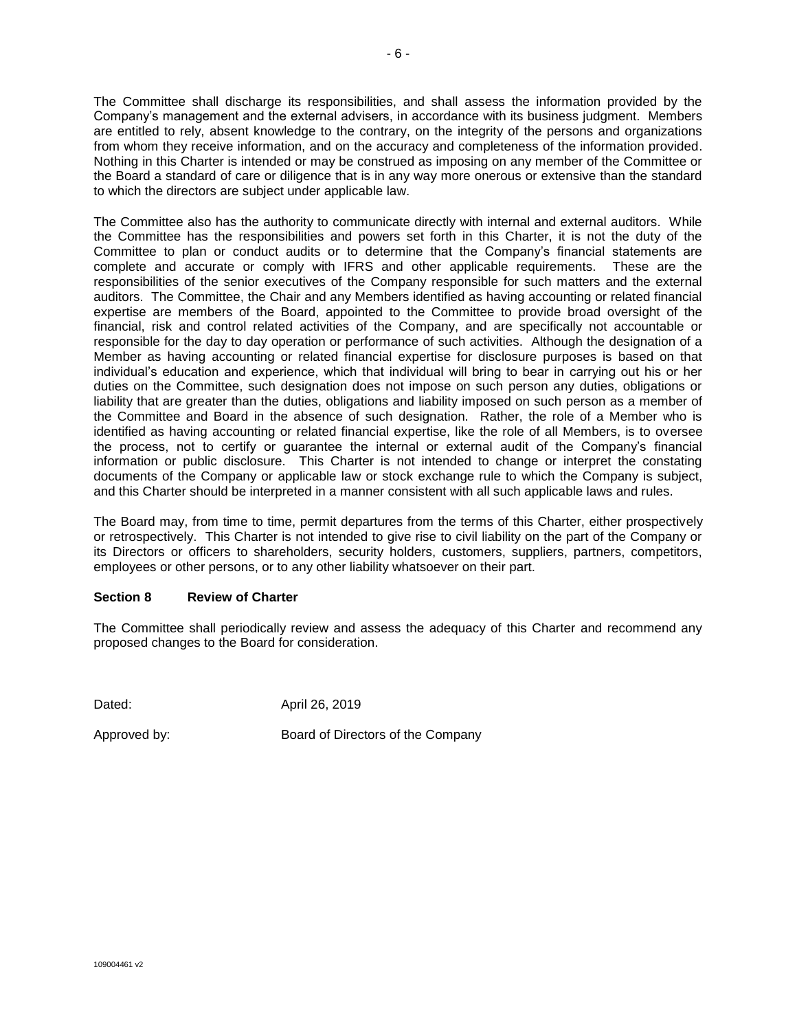The Committee shall discharge its responsibilities, and shall assess the information provided by the Company's management and the external advisers, in accordance with its business judgment. Members are entitled to rely, absent knowledge to the contrary, on the integrity of the persons and organizations from whom they receive information, and on the accuracy and completeness of the information provided. Nothing in this Charter is intended or may be construed as imposing on any member of the Committee or the Board a standard of care or diligence that is in any way more onerous or extensive than the standard to which the directors are subject under applicable law.

The Committee also has the authority to communicate directly with internal and external auditors. While the Committee has the responsibilities and powers set forth in this Charter, it is not the duty of the Committee to plan or conduct audits or to determine that the Company's financial statements are complete and accurate or comply with IFRS and other applicable requirements. These are the responsibilities of the senior executives of the Company responsible for such matters and the external auditors. The Committee, the Chair and any Members identified as having accounting or related financial expertise are members of the Board, appointed to the Committee to provide broad oversight of the financial, risk and control related activities of the Company, and are specifically not accountable or responsible for the day to day operation or performance of such activities. Although the designation of a Member as having accounting or related financial expertise for disclosure purposes is based on that individual's education and experience, which that individual will bring to bear in carrying out his or her duties on the Committee, such designation does not impose on such person any duties, obligations or liability that are greater than the duties, obligations and liability imposed on such person as a member of the Committee and Board in the absence of such designation. Rather, the role of a Member who is identified as having accounting or related financial expertise, like the role of all Members, is to oversee the process, not to certify or guarantee the internal or external audit of the Company's financial information or public disclosure. This Charter is not intended to change or interpret the constating documents of the Company or applicable law or stock exchange rule to which the Company is subject, and this Charter should be interpreted in a manner consistent with all such applicable laws and rules.

The Board may, from time to time, permit departures from the terms of this Charter, either prospectively or retrospectively. This Charter is not intended to give rise to civil liability on the part of the Company or its Directors or officers to shareholders, security holders, customers, suppliers, partners, competitors, employees or other persons, or to any other liability whatsoever on their part.

### Section 8 Review of Charter

The Committee shall periodically review and assess the adequacy of this Charter and recommend any proposed changes to the Board for consideration.

Dated: April 26, 2019

Approved by: Board of Directors of the Company

109004461 v2